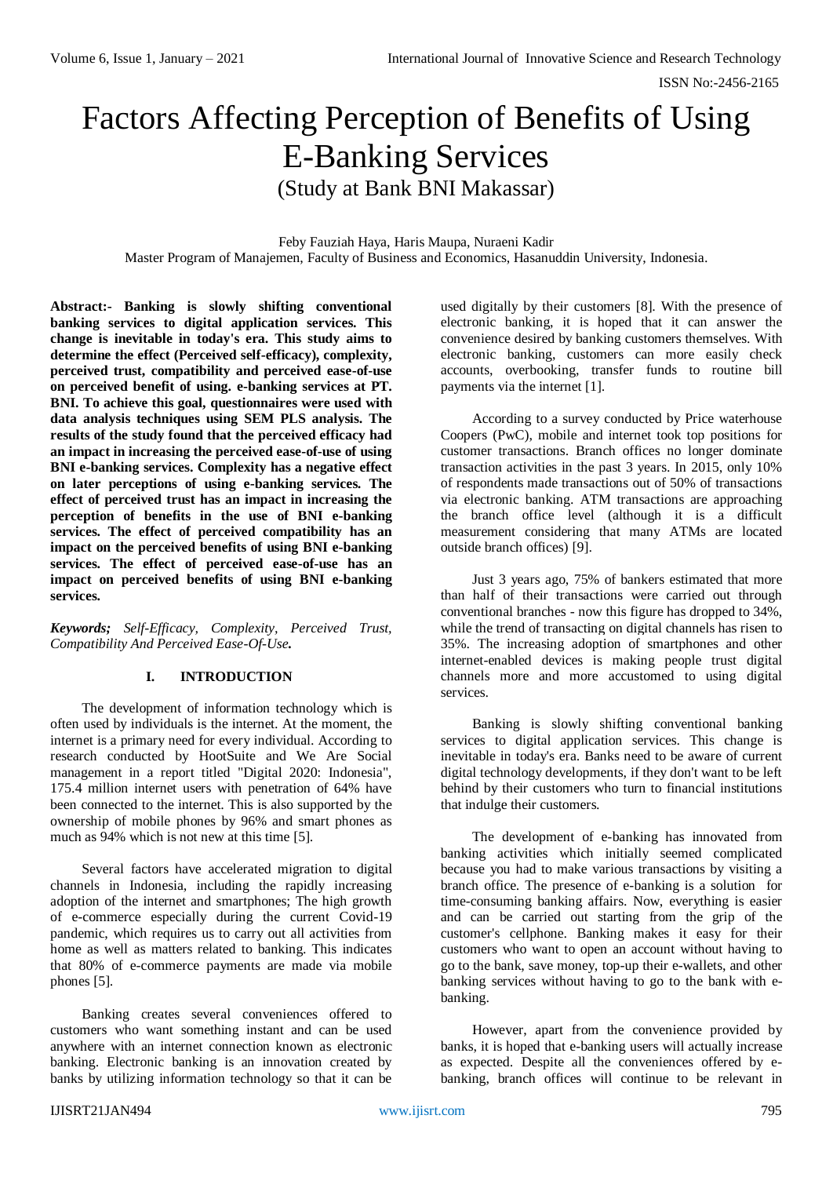# Factors Affecting Perception of Benefits of Using E-Banking Services

(Study at Bank BNI Makassar)

Feby Fauziah Haya, Haris Maupa, Nuraeni Kadir
Master Program of Manajemen, Faculty of Business and Economics, Hasanuddin University, Indonesia.

**Abstract:- Banking is slowly shifting conventional banking services to digital application services. This change is inevitable in today's era. This study aims to determine the effect (Perceived self-efficacy), complexity, perceived trust, compatibility and perceived ease-of-use on perceived benefit of using. e-banking services at PT. BNI. To achieve this goal, questionnaires were used with data analysis techniques using SEM PLS analysis. The results of the study found that the perceived efficacy had an impact in increasing the perceived ease-of-use of using BNI e-banking services. Complexity has a negative effect on later perceptions of using e-banking services. The effect of perceived trust has an impact in increasing the perception of benefits in the use of BNI e-banking services. The effect of perceived compatibility has an impact on the perceived benefits of using BNI e-banking services. The effect of perceived ease-of-use has an impact on perceived benefits of using BNI e-banking services.**

***Keywords;*** *Self-Efficacy, Complexity, Perceived Trust, Compatibility And Perceived Ease-Of-Use.*

## I. INTRODUCTION

The development of information technology which is often used by individuals is the internet. At the moment, the internet is a primary need for every individual. According to research conducted by HootSuite and We Are Social management in a report titled "Digital 2020: Indonesia", 175.4 million internet users with penetration of 64% have been connected to the internet. This is also supported by the ownership of mobile phones by 96% and smart phones as much as 94% which is not new at this time [5].

Several factors have accelerated migration to digital channels in Indonesia, including the rapidly increasing adoption of the internet and smartphones; The high growth of e-commerce especially during the current Covid-19 pandemic, which requires us to carry out all activities from home as well as matters related to banking. This indicates that 80% of e-commerce payments are made via mobile phones [5].

Banking creates several conveniences offered to customers who want something instant and can be used anywhere with an internet connection known as electronic banking. Electronic banking is an innovation created by banks by utilizing information technology so that it can be used digitally by their customers [8]. With the presence of electronic banking, it is hoped that it can answer the convenience desired by banking customers themselves. With electronic banking, customers can more easily check accounts, overbooking, transfer funds to routine bill payments via the internet [1].

According to a survey conducted by Price waterhouse Coopers (PwC), mobile and internet took top positions for customer transactions. Branch offices no longer dominate transaction activities in the past 3 years. In 2015, only 10% of respondents made transactions out of 50% of transactions via electronic banking. ATM transactions are approaching the branch office level (although it is a difficult measurement considering that many ATMs are located outside branch offices) [9].

Just 3 years ago, 75% of bankers estimated that more than half of their transactions were carried out through conventional branches - now this figure has dropped to 34%, while the trend of transacting on digital channels has risen to 35%. The increasing adoption of smartphones and other internet-enabled devices is making people trust digital channels more and more accustomed to using digital services.

Banking is slowly shifting conventional banking services to digital application services. This change is inevitable in today's era. Banks need to be aware of current digital technology developments, if they don't want to be left behind by their customers who turn to financial institutions that indulge their customers.

The development of e-banking has innovated from banking activities which initially seemed complicated because you had to make various transactions by visiting a branch office. The presence of e-banking is a solution for time-consuming banking affairs. Now, everything is easier and can be carried out starting from the grip of the customer's cellphone. Banking makes it easy for their customers who want to open an account without having to go to the bank, save money, top-up their e-wallets, and other banking services without having to go to the bank with e-banking.

However, apart from the convenience provided by banks, it is hoped that e-banking users will actually increase as expected. Despite all the conveniences offered by e-banking, branch offices will continue to be relevant in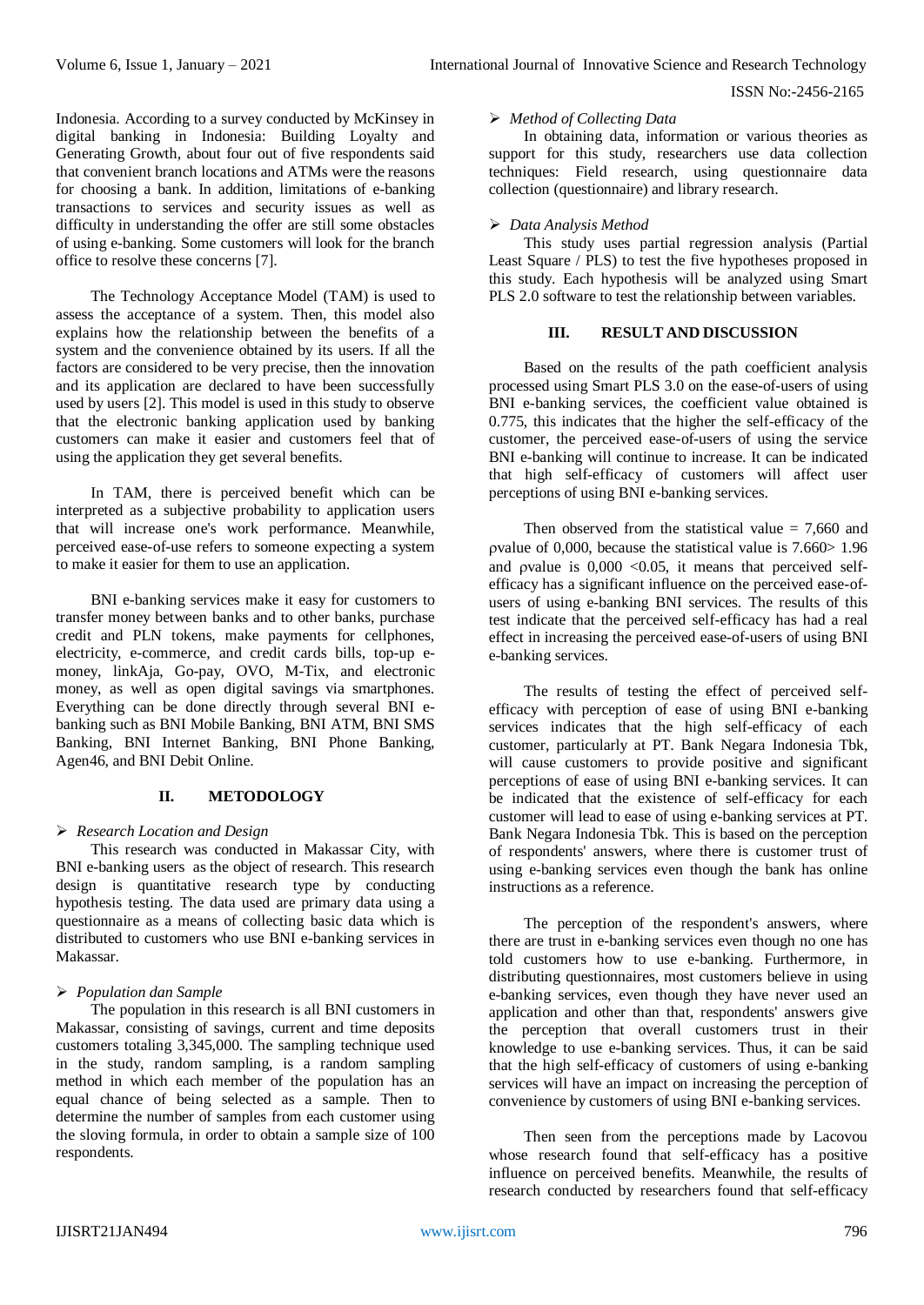Indonesia. According to a survey conducted by McKinsey in digital banking in Indonesia: Building Loyalty and Generating Growth, about four out of five respondents said that convenient branch locations and ATMs were the reasons for choosing a bank. In addition, limitations of e-banking transactions to services and security issues as well as difficulty in understanding the offer are still some obstacles of using e-banking. Some customers will look for the branch office to resolve these concerns [7].

The Technology Acceptance Model (TAM) is used to assess the acceptance of a system. Then, this model also explains how the relationship between the benefits of a system and the convenience obtained by its users. If all the factors are considered to be very precise, then the innovation and its application are declared to have been successfully used by users [2]. This model is used in this study to observe that the electronic banking application used by banking customers can make it easier and customers feel that of using the application they get several benefits.

In TAM, there is perceived benefit which can be interpreted as a subjective probability to application users that will increase one's work performance. Meanwhile, perceived ease-of-use refers to someone expecting a system to make it easier for them to use an application.

BNI e-banking services make it easy for customers to transfer money between banks and to other banks, purchase credit and PLN tokens, make payments for cellphones, electricity, e-commerce, and credit cards bills, top-up e-money, linkAja, Go-pay, OVO, M-Tix, and electronic money, as well as open digital savings via smartphones. Everything can be done directly through several BNI e-banking such as BNI Mobile Banking, BNI ATM, BNI SMS Banking, BNI Internet Banking, BNI Phone Banking, Agen46, and BNI Debit Online.

## II. METODOLOGY

➢ *Research Location and Design*

This research was conducted in Makassar City, with BNI e-banking users as the object of research. This research design is quantitative research type by conducting hypothesis testing. The data used are primary data using a questionnaire as a means of collecting basic data which is distributed to customers who use BNI e-banking services in Makassar.

➢ *Population dan Sample*

The population in this research is all BNI customers in Makassar, consisting of savings, current and time deposits customers totaling 3,345,000. The sampling technique used in the study, random sampling, is a random sampling method in which each member of the population has an equal chance of being selected as a sample. Then to determine the number of samples from each customer using the sloving formula, in order to obtain a sample size of 100 respondents.

➢ *Method of Collecting Data*

In obtaining data, information or various theories as support for this study, researchers use data collection techniques: Field research, using questionnaire data collection (questionnaire) and library research.

➢ *Data Analysis Method*

This study uses partial regression analysis (Partial Least Square / PLS) to test the five hypotheses proposed in this study. Each hypothesis will be analyzed using Smart PLS 2.0 software to test the relationship between variables.

## III. RESULT AND DISCUSSION

Based on the results of the path coefficient analysis processed using Smart PLS 3.0 on the ease-of-users of using BNI e-banking services, the coefficient value obtained is 0.775, this indicates that the higher the self-efficacy of the customer, the perceived ease-of-users of using the service BNI e-banking will continue to increase. It can be indicated that high self-efficacy of customers will affect user perceptions of using BNI e-banking services.

Then observed from the statistical value = 7,660 and ρvalue of 0,000, because the statistical value is 7.660> 1.96 and ρvalue is 0,000 <0.05, it means that perceived self-efficacy has a significant influence on the perceived ease-of-users of using e-banking BNI services. The results of this test indicate that the perceived self-efficacy has had a real effect in increasing the perceived ease-of-users of using BNI e-banking services.

The results of testing the effect of perceived self-efficacy with perception of ease of using BNI e-banking services indicates that the high self-efficacy of each customer, particularly at PT. Bank Negara Indonesia Tbk, will cause customers to provide positive and significant perceptions of ease of using BNI e-banking services. It can be indicated that the existence of self-efficacy for each customer will lead to ease of using e-banking services at PT. Bank Negara Indonesia Tbk. This is based on the perception of respondents' answers, where there is customer trust of using e-banking services even though the bank has online instructions as a reference.

The perception of the respondent's answers, where there are trust in e-banking services even though no one has told customers how to use e-banking. Furthermore, in distributing questionnaires, most customers believe in using e-banking services, even though they have never used an application and other than that, respondents' answers give the perception that overall customers trust in their knowledge to use e-banking services. Thus, it can be said that the high self-efficacy of customers of using e-banking services will have an impact on increasing the perception of convenience by customers of using BNI e-banking services.

Then seen from the perceptions made by Lacovou whose research found that self-efficacy has a positive influence on perceived benefits. Meanwhile, the results of research conducted by researchers found that self-efficacy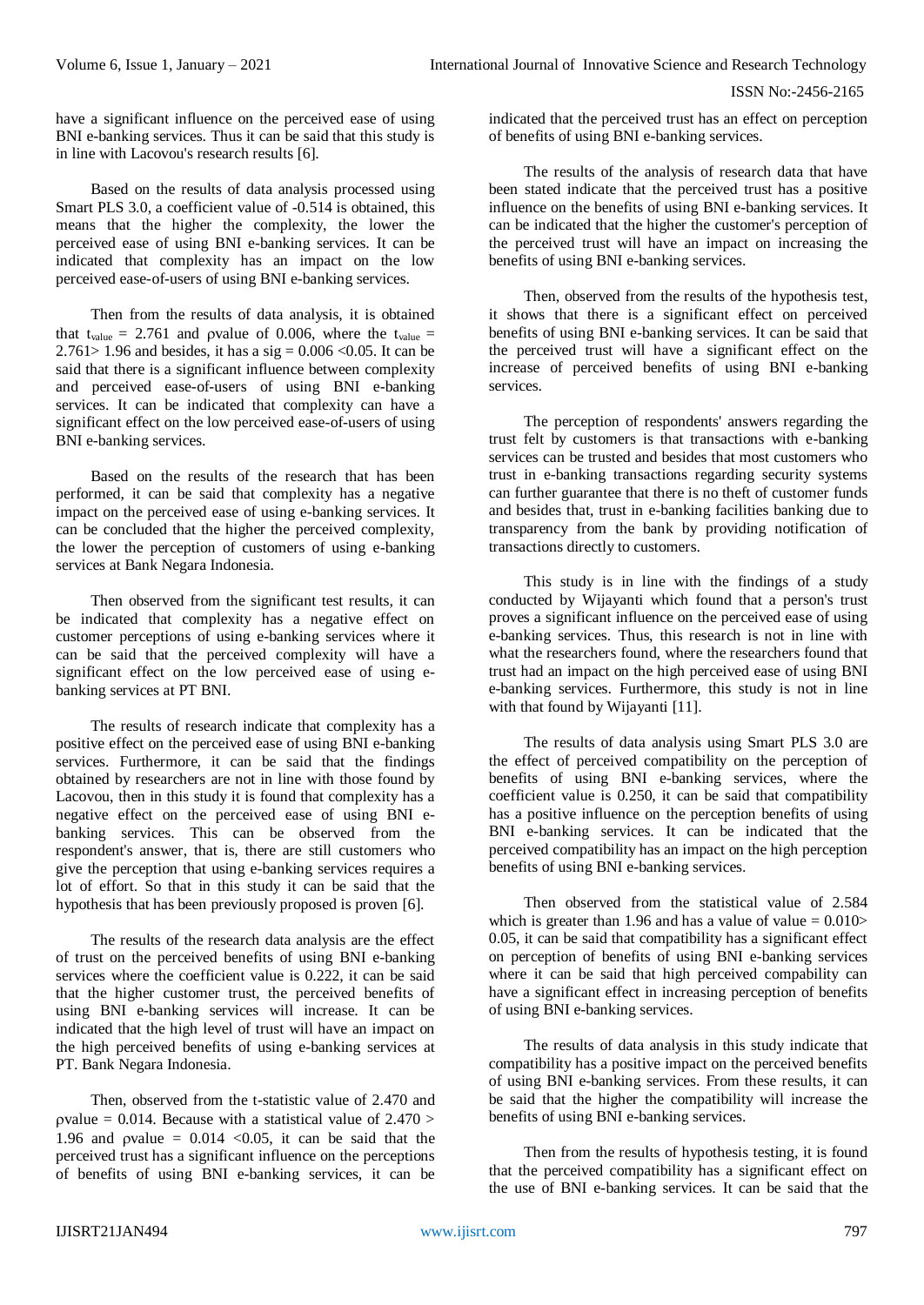have a significant influence on the perceived ease of using BNI e-banking services. Thus it can be said that this study is in line with Lacovou's research results [6].

Based on the results of data analysis processed using Smart PLS 3.0, a coefficient value of -0.514 is obtained, this means that the higher the complexity, the lower the perceived ease of using BNI e-banking services. It can be indicated that complexity has an impact on the low perceived ease-of-users of using BNI e-banking services.

Then from the results of data analysis, it is obtained that $t_{value}$ = 2.761 and ρvalue of 0.006, where the $t_{value}$ = 2.761> 1.96 and besides, it has a sig = 0.006 <0.05. It can be said that there is a significant influence between complexity and perceived ease-of-users of using BNI e-banking services. It can be indicated that complexity can have a significant effect on the low perceived ease-of-users of using BNI e-banking services.

Based on the results of the research that has been performed, it can be said that complexity has a negative impact on the perceived ease of using e-banking services. It can be concluded that the higher the perceived complexity, the lower the perception of customers of using e-banking services at Bank Negara Indonesia.

Then observed from the significant test results, it can be indicated that complexity has a negative effect on customer perceptions of using e-banking services where it can be said that the perceived complexity will have a significant effect on the low perceived ease of using e-banking services at PT BNI.

The results of research indicate that complexity has a positive effect on the perceived ease of using BNI e-banking services. Furthermore, it can be said that the findings obtained by researchers are not in line with those found by Lacovou, then in this study it is found that complexity has a negative effect on the perceived ease of using BNI e-banking services. This can be observed from the respondent's answer, that is, there are still customers who give the perception that using e-banking services requires a lot of effort. So that in this study it can be said that the hypothesis that has been previously proposed is proven [6].

The results of the research data analysis are the effect of trust on the perceived benefits of using BNI e-banking services where the coefficient value is 0.222, it can be said that the higher customer trust, the perceived benefits of using BNI e-banking services will increase. It can be indicated that the high level of trust will have an impact on the high perceived benefits of using e-banking services at PT. Bank Negara Indonesia.

Then, observed from the t-statistic value of 2.470 and ρvalue = 0.014. Because with a statistical value of 2.470 > 1.96 and ρvalue = 0.014 <0.05, it can be said that the perceived trust has a significant influence on the perceptions of benefits of using BNI e-banking services, it can be indicated that the perceived trust has an effect on perception of benefits of using BNI e-banking services.

The results of the analysis of research data that have been stated indicate that the perceived trust has a positive influence on the benefits of using BNI e-banking services. It can be indicated that the higher the customer's perception of the perceived trust will have an impact on increasing the benefits of using BNI e-banking services.

Then, observed from the results of the hypothesis test, it shows that there is a significant effect on perceived benefits of using BNI e-banking services. It can be said that the perceived trust will have a significant effect on the increase of perceived benefits of using BNI e-banking services.

The perception of respondents' answers regarding the trust felt by customers is that transactions with e-banking services can be trusted and besides that most customers who trust in e-banking transactions regarding security systems can further guarantee that there is no theft of customer funds and besides that, trust in e-banking facilities banking due to transparency from the bank by providing notification of transactions directly to customers.

This study is in line with the findings of a study conducted by Wijayanti which found that a person's trust proves a significant influence on the perceived ease of using e-banking services. Thus, this research is not in line with what the researchers found, where the researchers found that trust had an impact on the high perceived ease of using BNI e-banking services. Furthermore, this study is not in line with that found by Wijayanti [11].

The results of data analysis using Smart PLS 3.0 are the effect of perceived compatibility on the perception of benefits of using BNI e-banking services, where the coefficient value is 0.250, it can be said that compatibility has a positive influence on the perception benefits of using BNI e-banking services. It can be indicated that the perceived compatibility has an impact on the high perception benefits of using BNI e-banking services.

Then observed from the statistical value of 2.584 which is greater than 1.96 and has a value of value = 0.010> 0.05, it can be said that compatibility has a significant effect on perception of benefits of using BNI e-banking services where it can be said that high perceived compability can have a significant effect in increasing perception of benefits of using BNI e-banking services.

The results of data analysis in this study indicate that compatibility has a positive impact on the perceived benefits of using BNI e-banking services. From these results, it can be said that the higher the compatibility will increase the benefits of using BNI e-banking services.

Then from the results of hypothesis testing, it is found that the perceived compatibility has a significant effect on the use of BNI e-banking services. It can be said that the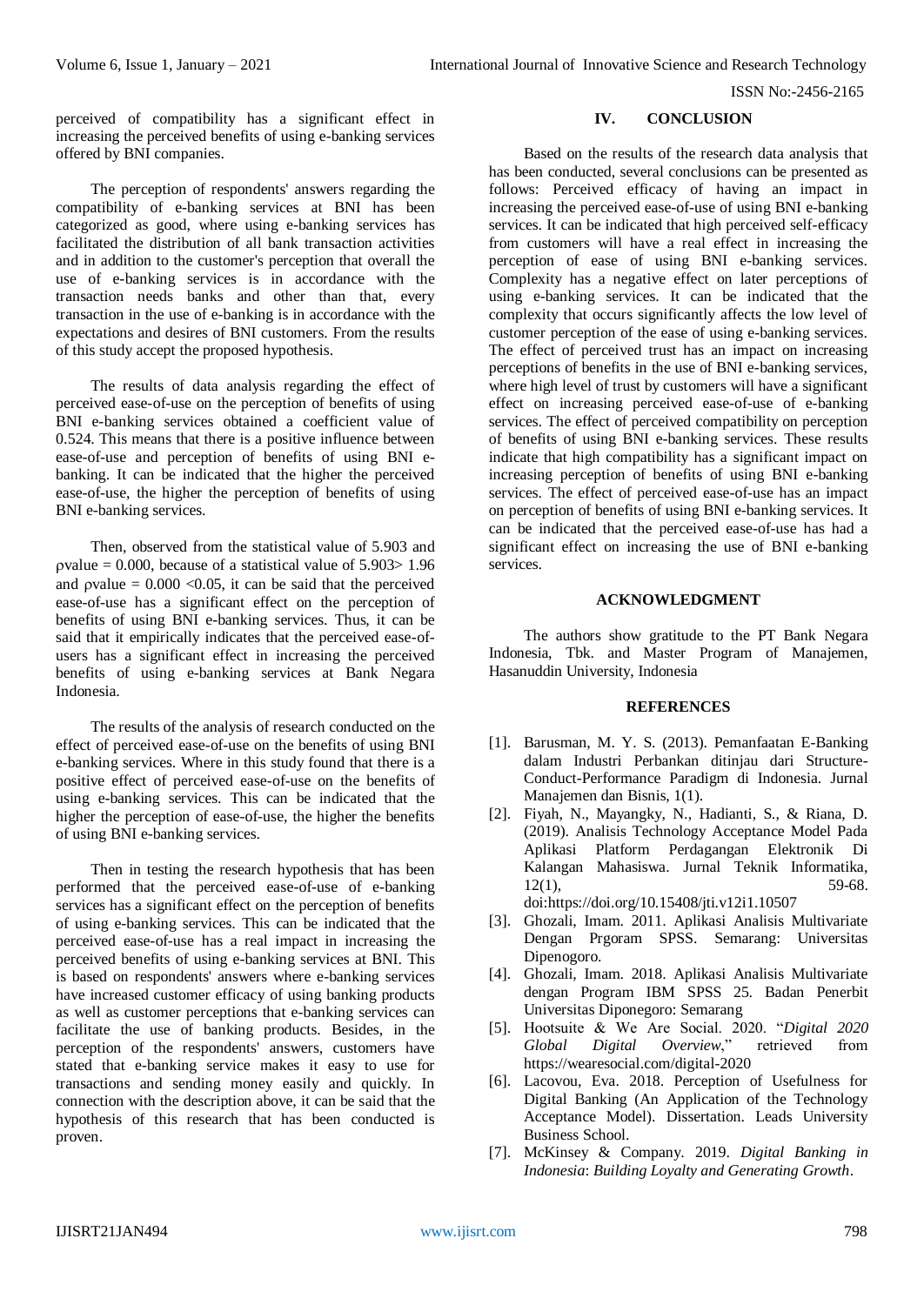perceived of compatibility has a significant effect in increasing the perceived benefits of using e-banking services offered by BNI companies.

The perception of respondents' answers regarding the compatibility of e-banking services at BNI has been categorized as good, where using e-banking services has facilitated the distribution of all bank transaction activities and in addition to the customer's perception that overall the use of e-banking services is in accordance with the transaction needs banks and other than that, every transaction in the use of e-banking is in accordance with the expectations and desires of BNI customers. From the results of this study accept the proposed hypothesis.

The results of data analysis regarding the effect of perceived ease-of-use on the perception of benefits of using BNI e-banking services obtained a coefficient value of 0.524. This means that there is a positive influence between ease-of-use and perception of benefits of using BNI e-banking. It can be indicated that the higher the perceived ease-of-use, the higher the perception of benefits of using BNI e-banking services.

Then, observed from the statistical value of 5.903 and ρvalue = 0.000, because of a statistical value of 5.903> 1.96 and ρvalue = 0.000 <0.05, it can be said that the perceived ease-of-use has a significant effect on the perception of benefits of using BNI e-banking services. Thus, it can be said that it empirically indicates that the perceived ease-of-users has a significant effect in increasing the perceived benefits of using e-banking services at Bank Negara Indonesia.

The results of the analysis of research conducted on the effect of perceived ease-of-use on the benefits of using BNI e-banking services. Where in this study found that there is a positive effect of perceived ease-of-use on the benefits of using e-banking services. This can be indicated that the higher the perception of ease-of-use, the higher the benefits of using BNI e-banking services.

Then in testing the research hypothesis that has been performed that the perceived ease-of-use of e-banking services has a significant effect on the perception of benefits of using e-banking services. This can be indicated that the perceived ease-of-use has a real impact in increasing the perceived benefits of using e-banking services at BNI. This is based on respondents' answers where e-banking services have increased customer efficacy of using banking products as well as customer perceptions that e-banking services can facilitate the use of banking products. Besides, in the perception of the respondents' answers, customers have stated that e-banking service makes it easy to use for transactions and sending money easily and quickly. In connection with the description above, it can be said that the hypothesis of this research that has been conducted is proven.

# IV. CONCLUSION

Based on the results of the research data analysis that has been conducted, several conclusions can be presented as follows: Perceived efficacy of having an impact in increasing the perceived ease-of-use of using BNI e-banking services. It can be indicated that high perceived self-efficacy from customers will have a real effect in increasing the perception of ease of using BNI e-banking services. Complexity has a negative effect on later perceptions of using e-banking services. It can be indicated that the complexity that occurs significantly affects the low level of customer perception of the ease of using e-banking services. The effect of perceived trust has an impact on increasing perceptions of benefits in the use of BNI e-banking services, where high level of trust by customers will have a significant effect on increasing perceived ease-of-use of e-banking services. The effect of perceived compatibility on perception of benefits of using BNI e-banking services. These results indicate that high compatibility has a significant impact on increasing perception of benefits of using BNI e-banking services. The effect of perceived ease-of-use has an impact on perception of benefits of using BNI e-banking services. It can be indicated that the perceived ease-of-use has had a significant effect on increasing the use of BNI e-banking services.

# ACKNOWLEDGMENT

The authors show gratitude to the PT Bank Negara Indonesia, Tbk. and Master Program of Manajemen, Hasanuddin University, Indonesia

# REFERENCES

[1]. Barusman, M. Y. S. (2013). Pemanfaatan E-Banking dalam Industri Perbankan ditinjau dari Structure-Conduct-Performance Paradigm di Indonesia. Jurnal Manajemen dan Bisnis, 1(1).

[2]. Fiyah, N., Mayangky, N., Hadianti, S., & Riana, D. (2019). Analisis Technology Acceptance Model Pada Aplikasi Platform Perdagangan Elektronik Di Kalangan Mahasiswa. Jurnal Teknik Informatika, 12(1), 59-68. doi:https://doi.org/10.15408/jti.v12i1.10507

[3]. Ghozali, Imam. 2011. Aplikasi Analisis Multivariate Dengan Prgoram SPSS. Semarang: Universitas Dipenogoro.

[4]. Ghozali, Imam. 2018. Aplikasi Analisis Multivariate dengan Program IBM SPSS 25. Badan Penerbit Universitas Diponegoro: Semarang

[5]. Hootsuite & We Are Social. 2020. "*Digital 2020 Global Digital Overview*," retrieved from https://wearesocial.com/digital-2020

[6]. Lacovou, Eva. 2018. Perception of Usefulness for Digital Banking (An Application of the Technology Acceptance Model). Dissertation. Leads University Business School.

[7]. McKinsey & Company. 2019. *Digital Banking in Indonesia*: *Building Loyalty and Generating Growth*.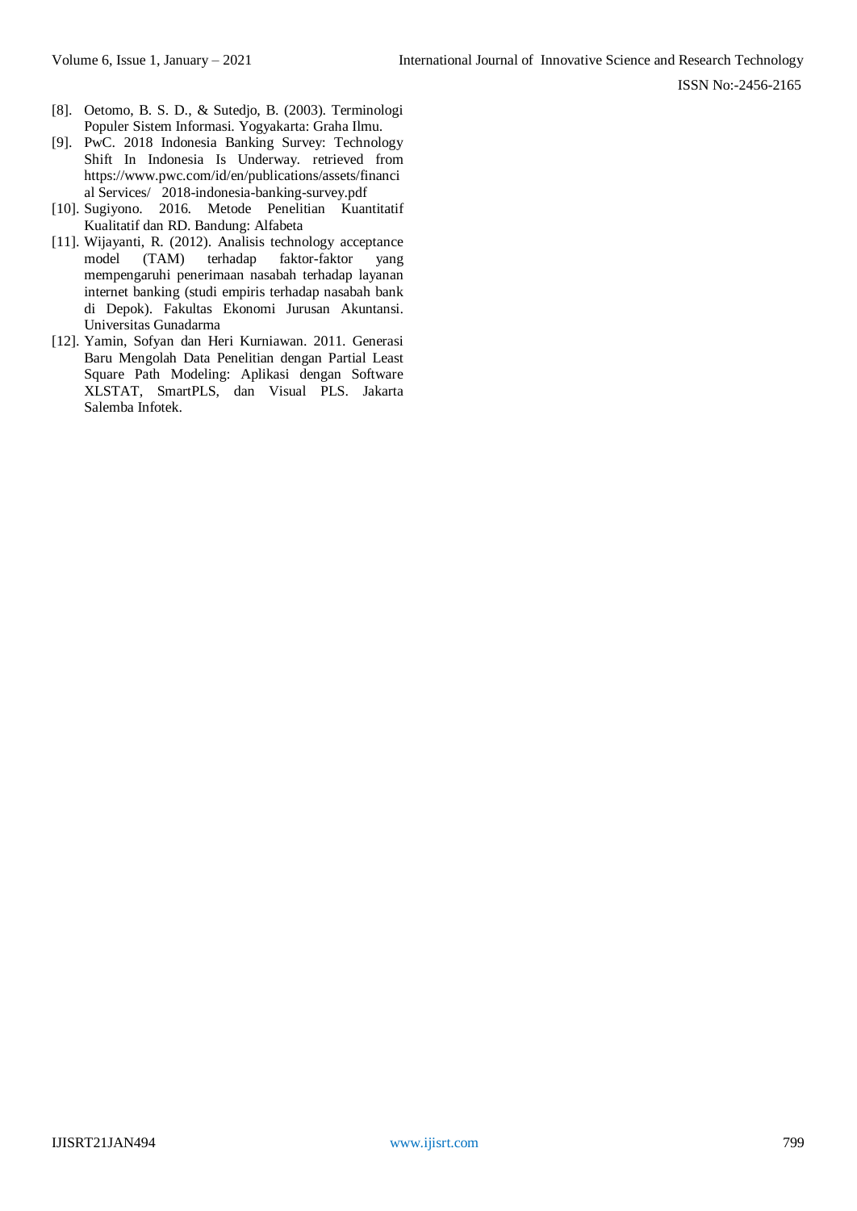[8]. Oetomo, B. S. D., & Sutedjo, B. (2003). Terminologi Populer Sistem Informasi. Yogyakarta: Graha Ilmu.

[9]. PwC. 2018 Indonesia Banking Survey: Technology Shift In Indonesia Is Underway. retrieved from https://www.pwc.com/id/en/publications/assets/financial Services/ 2018-indonesia-banking-survey.pdf

[10]. Sugiyono. 2016. Metode Penelitian Kuantitatif Kualitatif dan RD. Bandung: Alfabeta

[11]. Wijayanti, R. (2012). Analisis technology acceptance model (TAM) terhadap faktor-faktor yang mempengaruhi penerimaan nasabah terhadap layanan internet banking (studi empiris terhadap nasabah bank di Depok). Fakultas Ekonomi Jurusan Akuntansi. Universitas Gunadarma

[12]. Yamin, Sofyan dan Heri Kurniawan. 2011. Generasi Baru Mengolah Data Penelitian dengan Partial Least Square Path Modeling: Aplikasi dengan Software XLSTAT, SmartPLS, dan Visual PLS. Jakarta Salemba Infotek.